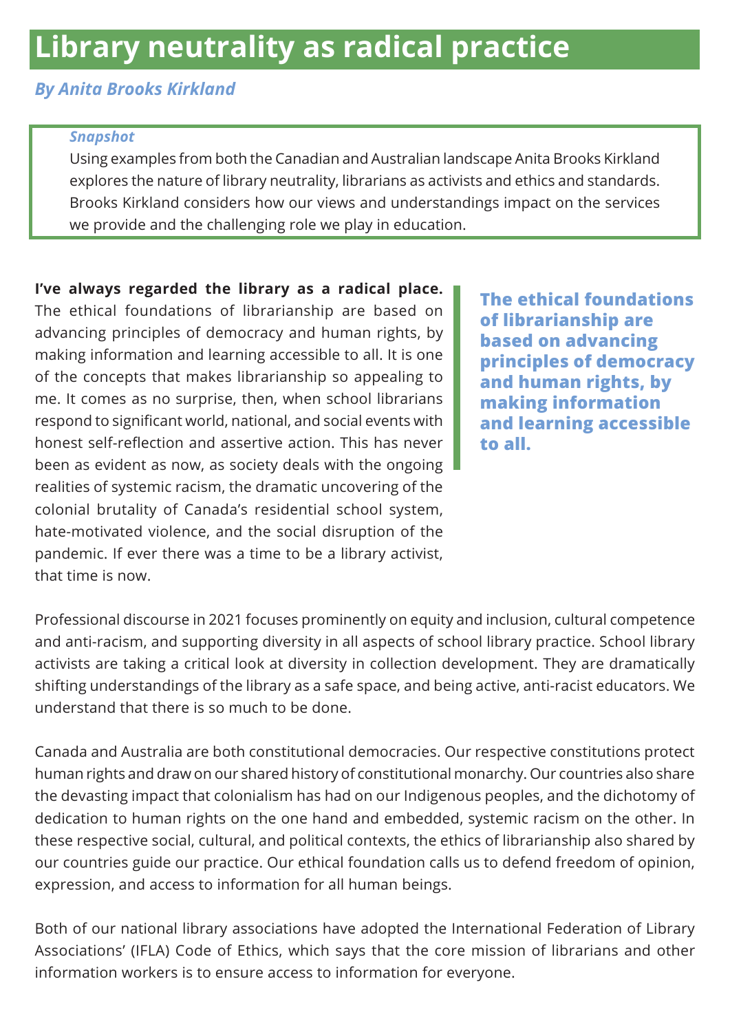# Library neutrality as radical practice

*By Anita Brooks Kirkland*

*Snapshot*

Using examples from both the Canadian and Australian landscape Anita Brooks Kirkland explores the nature of library neutrality, librarians as activists and ethics and standards. Brooks Kirkland considers how our views and understandings impact on the services we provide and the challenging role we play in education.

**I've always regarded the library as a radical place.** The ethical foundations of librarianship are based on advancing principles of democracy and human rights, by making information and learning accessible to all. It is one of the concepts that makes librarianship so appealing to me. It comes as no surprise, then, when school librarians respond to significant world, national, and social events with honest self-reflection and assertive action. This has never been as evident as now, as society deals with the ongoing realities of systemic racism, the dramatic uncovering of the colonial brutality of Canada's residential school system, hate-motivated violence, and the social disruption of the pandemic. If ever there was a time to be a library activist, that time is now.

> **The ethical foundations of librarianship are based on advancing principles of democracy and human rights, by making information and learning accessible to all.**

Professional discourse in 2021 focuses prominently on equity and inclusion, cultural competence and anti-racism, and supporting diversity in all aspects of school library practice. School library activists are taking a critical look at diversity in collection development. They are dramatically shifting understandings of the library as a safe space, and being active, anti-racist educators. We understand that there is so much to be done.

Canada and Australia are both constitutional democracies. Our respective constitutions protect human rights and draw on our shared history of constitutional monarchy. Our countries also share the devasting impact that colonialism has had on our Indigenous peoples, and the dichotomy of dedication to human rights on the one hand and embedded, systemic racism on the other. In these respective social, cultural, and political contexts, the ethics of librarianship also shared by our countries guide our practice. Our ethical foundation calls us to defend freedom of opinion, expression, and access to information for all human beings.

Both of our national library associations have adopted the International Federation of Library Associations' (IFLA) Code of Ethics, which says that the core mission of librarians and other information workers is to ensure access to information for everyone.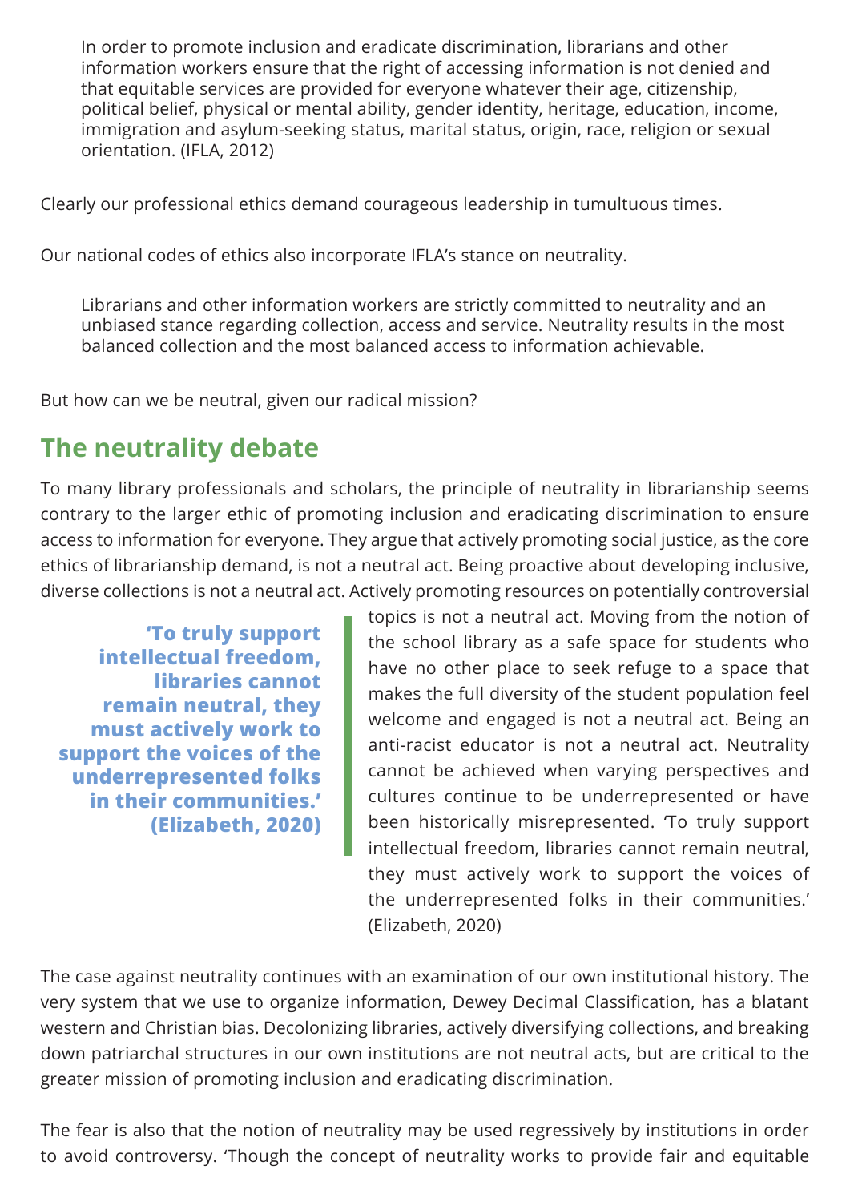> In order to promote inclusion and eradicate discrimination, librarians and other information workers ensure that the right of accessing information is not denied and that equitable services are provided for everyone whatever their age, citizenship, political belief, physical or mental ability, gender identity, heritage, education, income, immigration and asylum-seeking status, marital status, origin, race, religion or sexual orientation. (IFLA, 2012)

Clearly our professional ethics demand courageous leadership in tumultuous times.

Our national codes of ethics also incorporate IFLA's stance on neutrality.

> Librarians and other information workers are strictly committed to neutrality and an unbiased stance regarding collection, access and service. Neutrality results in the most balanced collection and the most balanced access to information achievable.

But how can we be neutral, given our radical mission?

## The neutrality debate

To many library professionals and scholars, the principle of neutrality in librarianship seems contrary to the larger ethic of promoting inclusion and eradicating discrimination to ensure access to information for everyone. They argue that actively promoting social justice, as the core ethics of librarianship demand, is not a neutral act. Being proactive about developing inclusive, diverse collections is not a neutral act. Actively promoting resources on potentially controversial topics is not a neutral act. Moving from the notion of the school library as a safe space for students who have no other place to seek refuge to a space that makes the full diversity of the student population feel welcome and engaged is not a neutral act. Being an anti-racist educator is not a neutral act. Neutrality cannot be achieved when varying perspectives and cultures continue to be underrepresented or have been historically misrepresented. 'To truly support intellectual freedom, libraries cannot remain neutral, they must actively work to support the voices of the underrepresented folks in their communities.' (Elizabeth, 2020)

> **'To truly support intellectual freedom, libraries cannot remain neutral, they must actively work to support the voices of the underrepresented folks in their communities.' (Elizabeth, 2020)**

The case against neutrality continues with an examination of our own institutional history. The very system that we use to organize information, Dewey Decimal Classification, has a blatant western and Christian bias. Decolonizing libraries, actively diversifying collections, and breaking down patriarchal structures in our own institutions are not neutral acts, but are critical to the greater mission of promoting inclusion and eradicating discrimination.

The fear is also that the notion of neutrality may be used regressively by institutions in order to avoid controversy. 'Though the concept of neutrality works to provide fair and equitable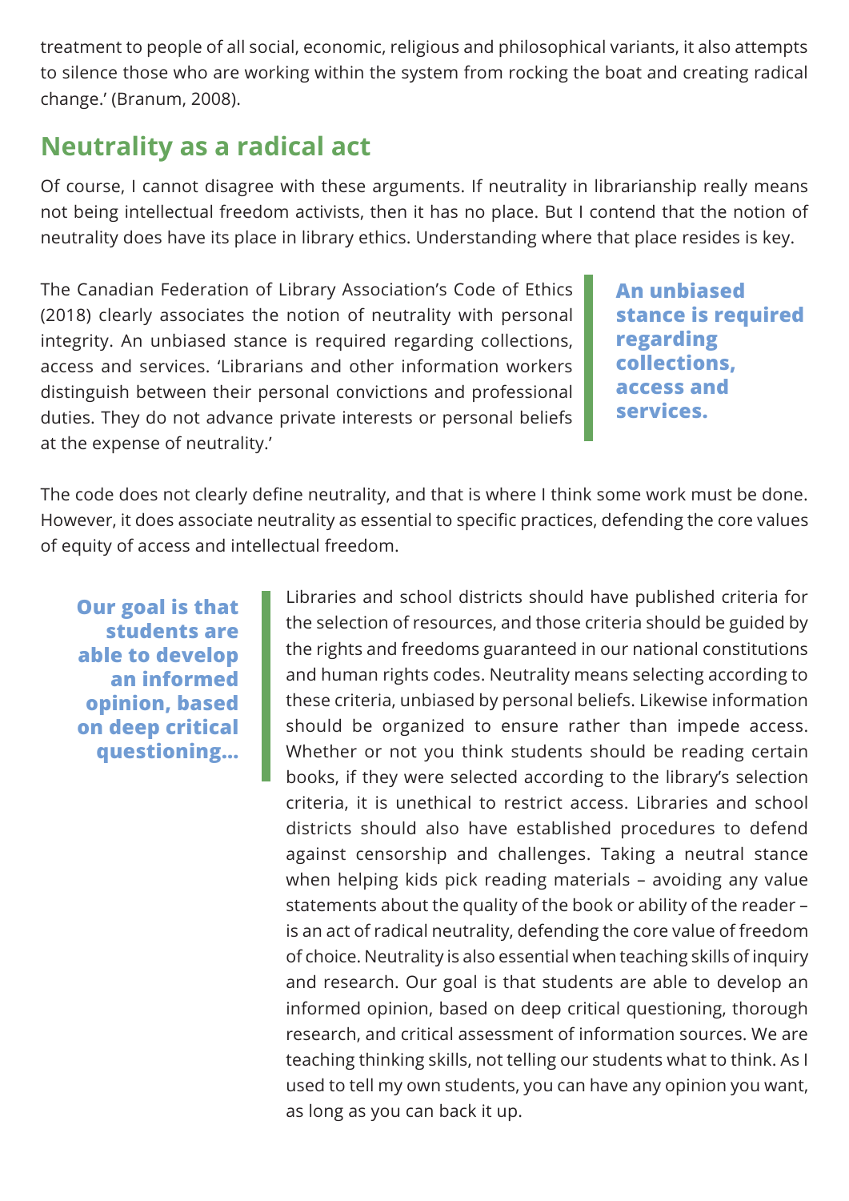treatment to people of all social, economic, religious and philosophical variants, it also attempts to silence those who are working within the system from rocking the boat and creating radical change.' (Branum, 2008).

## Neutrality as a radical act

Of course, I cannot disagree with these arguments. If neutrality in librarianship really means not being intellectual freedom activists, then it has no place. But I contend that the notion of neutrality does have its place in library ethics. Understanding where that place resides is key.

The Canadian Federation of Library Association's Code of Ethics (2018) clearly associates the notion of neutrality with personal integrity. An unbiased stance is required regarding collections, access and services. 'Librarians and other information workers distinguish between their personal convictions and professional duties. They do not advance private interests or personal beliefs at the expense of neutrality.'

> **An unbiased stance is required regarding collections, access and services.**

The code does not clearly define neutrality, and that is where I think some work must be done. However, it does associate neutrality as essential to specific practices, defending the core values of equity of access and intellectual freedom.

> **Our goal is that students are able to develop an informed opinion, based on deep critical questioning…**

Libraries and school districts should have published criteria for the selection of resources, and those criteria should be guided by the rights and freedoms guaranteed in our national constitutions and human rights codes. Neutrality means selecting according to these criteria, unbiased by personal beliefs. Likewise information should be organized to ensure rather than impede access. Whether or not you think students should be reading certain books, if they were selected according to the library's selection criteria, it is unethical to restrict access. Libraries and school districts should also have established procedures to defend against censorship and challenges. Taking a neutral stance when helping kids pick reading materials – avoiding any value statements about the quality of the book or ability of the reader – is an act of radical neutrality, defending the core value of freedom of choice. Neutrality is also essential when teaching skills of inquiry and research. Our goal is that students are able to develop an informed opinion, based on deep critical questioning, thorough research, and critical assessment of information sources. We are teaching thinking skills, not telling our students what to think. As I used to tell my own students, you can have any opinion you want, as long as you can back it up.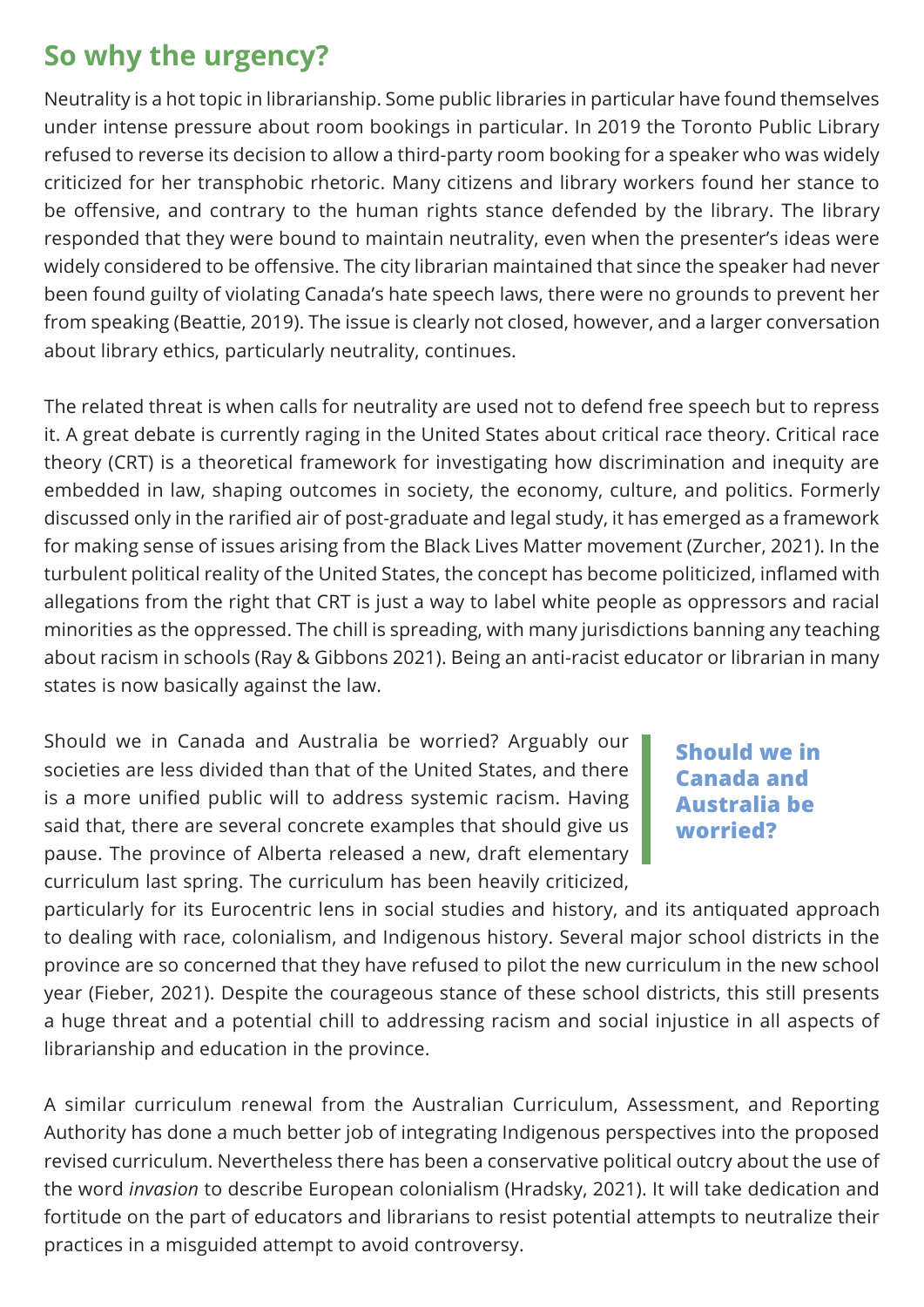## So why the urgency?

Neutrality is a hot topic in librarianship. Some public libraries in particular have found themselves under intense pressure about room bookings in particular. In 2019 the Toronto Public Library refused to reverse its decision to allow a third-party room booking for a speaker who was widely criticized for her transphobic rhetoric. Many citizens and library workers found her stance to be offensive, and contrary to the human rights stance defended by the library. The library responded that they were bound to maintain neutrality, even when the presenter's ideas were widely considered to be offensive. The city librarian maintained that since the speaker had never been found guilty of violating Canada's hate speech laws, there were no grounds to prevent her from speaking (Beattie, 2019). The issue is clearly not closed, however, and a larger conversation about library ethics, particularly neutrality, continues.

The related threat is when calls for neutrality are used not to defend free speech but to repress it. A great debate is currently raging in the United States about critical race theory. Critical race theory (CRT) is a theoretical framework for investigating how discrimination and inequity are embedded in law, shaping outcomes in society, the economy, culture, and politics. Formerly discussed only in the rarified air of post-graduate and legal study, it has emerged as a framework for making sense of issues arising from the Black Lives Matter movement (Zurcher, 2021). In the turbulent political reality of the United States, the concept has become politicized, inflamed with allegations from the right that CRT is just a way to label white people as oppressors and racial minorities as the oppressed. The chill is spreading, with many jurisdictions banning any teaching about racism in schools (Ray & Gibbons 2021). Being an anti-racist educator or librarian in many states is now basically against the law.

> **Should we in Canada and Australia be worried?**

Should we in Canada and Australia be worried? Arguably our societies are less divided than that of the United States, and there is a more unified public will to address systemic racism. Having said that, there are several concrete examples that should give us pause. The province of Alberta released a new, draft elementary curriculum last spring. The curriculum has been heavily criticized, particularly for its Eurocentric lens in social studies and history, and its antiquated approach to dealing with race, colonialism, and Indigenous history. Several major school districts in the province are so concerned that they have refused to pilot the new curriculum in the new school year (Fieber, 2021). Despite the courageous stance of these school districts, this still presents a huge threat and a potential chill to addressing racism and social injustice in all aspects of librarianship and education in the province.

A similar curriculum renewal from the Australian Curriculum, Assessment, and Reporting Authority has done a much better job of integrating Indigenous perspectives into the proposed revised curriculum. Nevertheless there has been a conservative political outcry about the use of the word *invasion* to describe European colonialism (Hradsky, 2021). It will take dedication and fortitude on the part of educators and librarians to resist potential attempts to neutralize their practices in a misguided attempt to avoid controversy.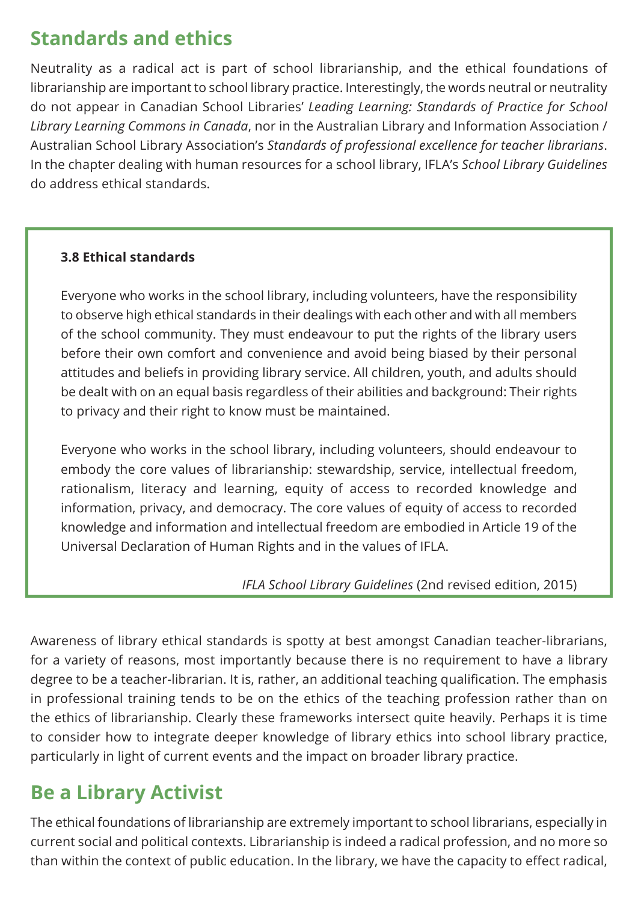## Standards and ethics

Neutrality as a radical act is part of school librarianship, and the ethical foundations of librarianship are important to school library practice. Interestingly, the words neutral or neutrality do not appear in Canadian School Libraries' *Leading Learning: Standards of Practice for School Library Learning Commons in Canada*, nor in the Australian Library and Information Association / Australian School Library Association's *Standards of professional excellence for teacher librarians*. In the chapter dealing with human resources for a school library, IFLA's *School Library Guidelines* do address ethical standards.

> **3.8 Ethical standards**
>
> Everyone who works in the school library, including volunteers, have the responsibility to observe high ethical standards in their dealings with each other and with all members of the school community. They must endeavour to put the rights of the library users before their own comfort and convenience and avoid being biased by their personal attitudes and beliefs in providing library service. All children, youth, and adults should be dealt with on an equal basis regardless of their abilities and background: Their rights to privacy and their right to know must be maintained.
>
> Everyone who works in the school library, including volunteers, should endeavour to embody the core values of librarianship: stewardship, service, intellectual freedom, rationalism, literacy and learning, equity of access to recorded knowledge and information, privacy, and democracy. The core values of equity of access to recorded knowledge and information and intellectual freedom are embodied in Article 19 of the Universal Declaration of Human Rights and in the values of IFLA.
>
> *IFLA School Library Guidelines* (2nd revised edition, 2015)

Awareness of library ethical standards is spotty at best amongst Canadian teacher-librarians, for a variety of reasons, most importantly because there is no requirement to have a library degree to be a teacher-librarian. It is, rather, an additional teaching qualification. The emphasis in professional training tends to be on the ethics of the teaching profession rather than on the ethics of librarianship. Clearly these frameworks intersect quite heavily. Perhaps it is time to consider how to integrate deeper knowledge of library ethics into school library practice, particularly in light of current events and the impact on broader library practice.

## Be a Library Activist

The ethical foundations of librarianship are extremely important to school librarians, especially in current social and political contexts. Librarianship is indeed a radical profession, and no more so than within the context of public education. In the library, we have the capacity to effect radical,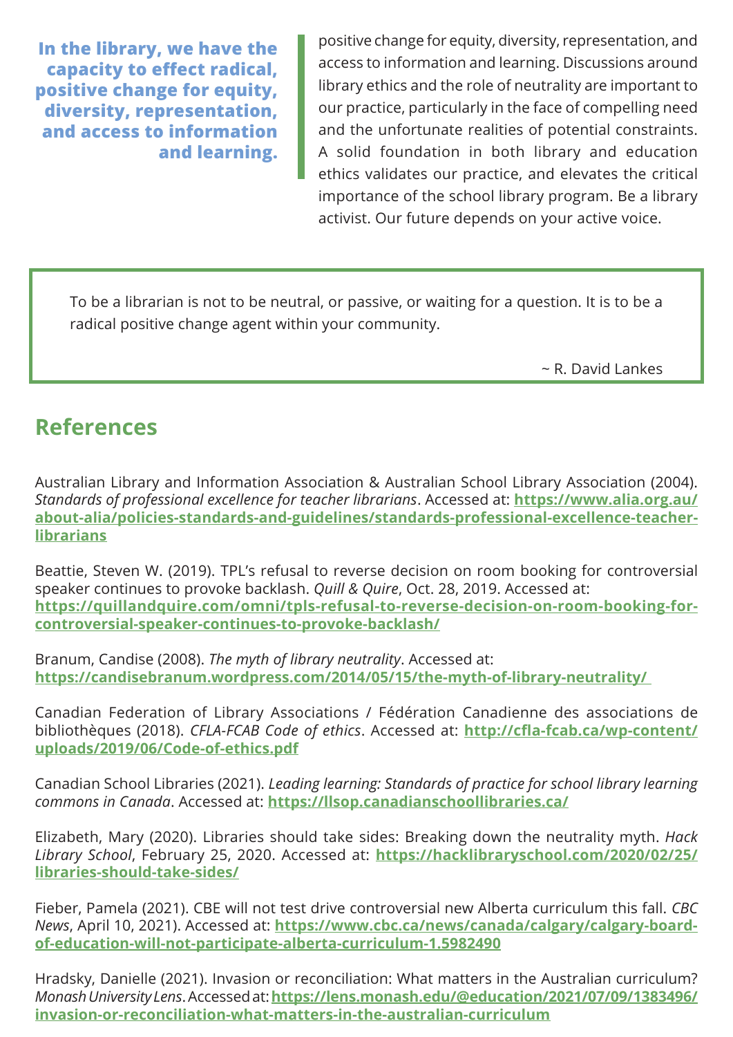**In the library, we have the capacity to effect radical, positive change for equity, diversity, representation, and access to information and learning.**

positive change for equity, diversity, representation, and access to information and learning. Discussions around library ethics and the role of neutrality are important to our practice, particularly in the face of compelling need and the unfortunate realities of potential constraints. A solid foundation in both library and education ethics validates our practice, and elevates the critical importance of the school library program. Be a library activist. Our future depends on your active voice.

> To be a librarian is not to be neutral, or passive, or waiting for a question. It is to be a radical positive change agent within your community.
>
> ~ R. David Lankes

## References

Australian Library and Information Association & Australian School Library Association (2004). *Standards of professional excellence for teacher librarians*. Accessed at: **https://www.alia.org.au/about-alia/policies-standards-and-guidelines/standards-professional-excellence-teacher-librarians**

Beattie, Steven W. (2019). TPL's refusal to reverse decision on room booking for controversial speaker continues to provoke backlash. *Quill & Quire*, Oct. 28, 2019. Accessed at: **https://quillandquire.com/omni/tpls-refusal-to-reverse-decision-on-room-booking-for-controversial-speaker-continues-to-provoke-backlash/**

Branum, Candise (2008). *The myth of library neutrality*. Accessed at: **https://candisebranum.wordpress.com/2014/05/15/the-myth-of-library-neutrality/**

Canadian Federation of Library Associations / Fédération Canadienne des associations de bibliothèques (2018). *CFLA-FCAB Code of ethics*. Accessed at: **http://cfla-fcab.ca/wp-content/uploads/2019/06/Code-of-ethics.pdf**

Canadian School Libraries (2021). *Leading learning: Standards of practice for school library learning commons in Canada*. Accessed at: **https://llsop.canadianschoollibraries.ca/**

Elizabeth, Mary (2020). Libraries should take sides: Breaking down the neutrality myth. *Hack Library School*, February 25, 2020. Accessed at: **https://hacklibraryschool.com/2020/02/25/libraries-should-take-sides/**

Fieber, Pamela (2021). CBE will not test drive controversial new Alberta curriculum this fall. *CBC News*, April 10, 2021). Accessed at: **https://www.cbc.ca/news/canada/calgary/calgary-board-of-education-will-not-participate-alberta-curriculum-1.5982490**

Hradsky, Danielle (2021). Invasion or reconciliation: What matters in the Australian curriculum? *Monash University Lens*. Accessed at: **https://lens.monash.edu/@education/2021/07/09/1383496/invasion-or-reconciliation-what-matters-in-the-australian-curriculum**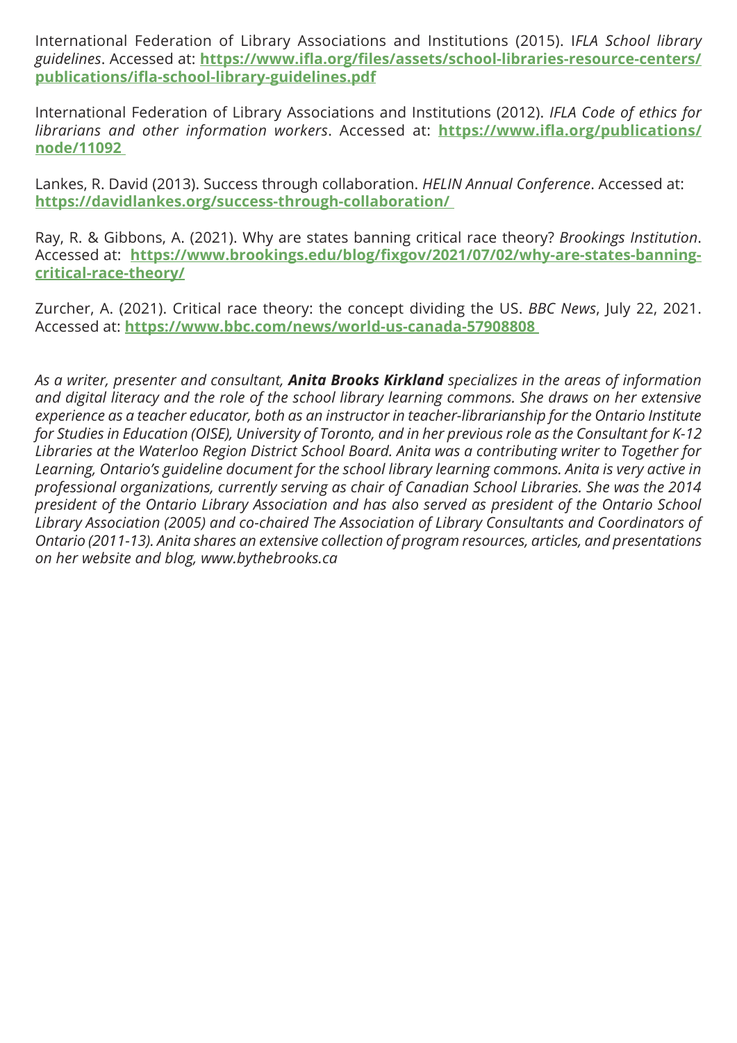International Federation of Library Associations and Institutions (2015). I*FLA School library guidelines*. Accessed at: **https://www.ifla.org/files/assets/school-libraries-resource-centers/publications/ifla-school-library-guidelines.pdf**

International Federation of Library Associations and Institutions (2012). *IFLA Code of ethics for librarians and other information workers*. Accessed at: **https://www.ifla.org/publications/node/11092**

Lankes, R. David (2013). Success through collaboration. *HELIN Annual Conference*. Accessed at: **https://davidlankes.org/success-through-collaboration/**

Ray, R. & Gibbons, A. (2021). Why are states banning critical race theory? *Brookings Institution*. Accessed at: **https://www.brookings.edu/blog/fixgov/2021/07/02/why-are-states-banning-critical-race-theory/**

Zurcher, A. (2021). Critical race theory: the concept dividing the US. *BBC News*, July 22, 2021. Accessed at: **https://www.bbc.com/news/world-us-canada-57908808**

*As a writer, presenter and consultant, **Anita Brooks Kirkland** specializes in the areas of information and digital literacy and the role of the school library learning commons. She draws on her extensive experience as a teacher educator, both as an instructor in teacher-librarianship for the Ontario Institute for Studies in Education (OISE), University of Toronto, and in her previous role as the Consultant for K-12 Libraries at the Waterloo Region District School Board. Anita was a contributing writer to Together for Learning, Ontario's guideline document for the school library learning commons. Anita is very active in professional organizations, currently serving as chair of Canadian School Libraries. She was the 2014 president of the Ontario Library Association and has also served as president of the Ontario School Library Association (2005) and co-chaired The Association of Library Consultants and Coordinators of Ontario (2011-13). Anita shares an extensive collection of program resources, articles, and presentations on her website and blog, www.bythebrooks.ca*